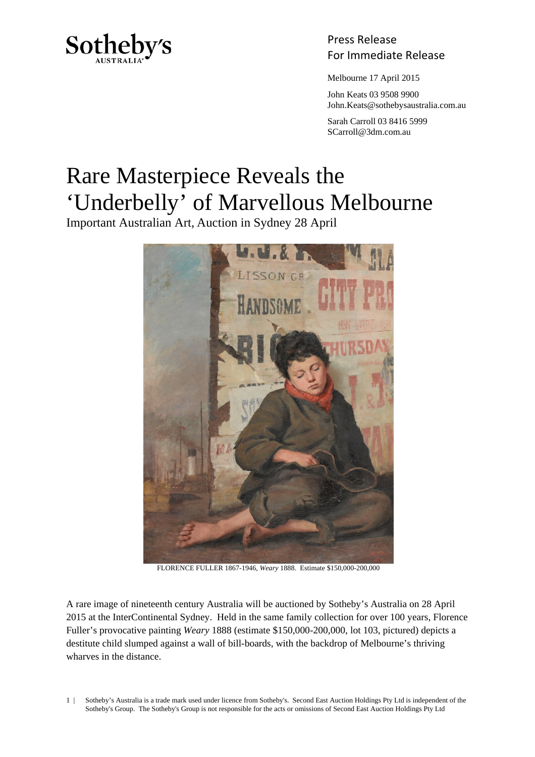Press Release
For Immediate Release

Melbourne 17 April 2015

John Keats 03 9508 9900
John.Keats@sothebysaustralia.com.au

Sarah Carroll 03 8416 5999
SCarroll@3dm.com.au

# Rare Masterpiece Reveals the 'Underbelly' of Marvellous Melbourne

Important Australian Art, Auction in Sydney 28 April

FLORENCE FULLER 1867-1946, *Weary* 1888. Estimate $150,000-200,000

A rare image of nineteenth century Australia will be auctioned by Sotheby's Australia on 28 April 2015 at the InterContinental Sydney. Held in the same family collection for over 100 years, Florence Fuller's provocative painting *Weary* 1888 (estimate $150,000-200,000, lot 103, pictured) depicts a destitute child slumped against a wall of bill-boards, with the backdrop of Melbourne's thriving wharves in the distance.

Sotheby's Australia is a trade mark used under licence from Sotheby's. Second East Auction Holdings Pty Ltd is independent of the Sotheby's Group. The Sotheby's Group is not responsible for the acts or omissions of Second East Auction Holdings Pty Ltd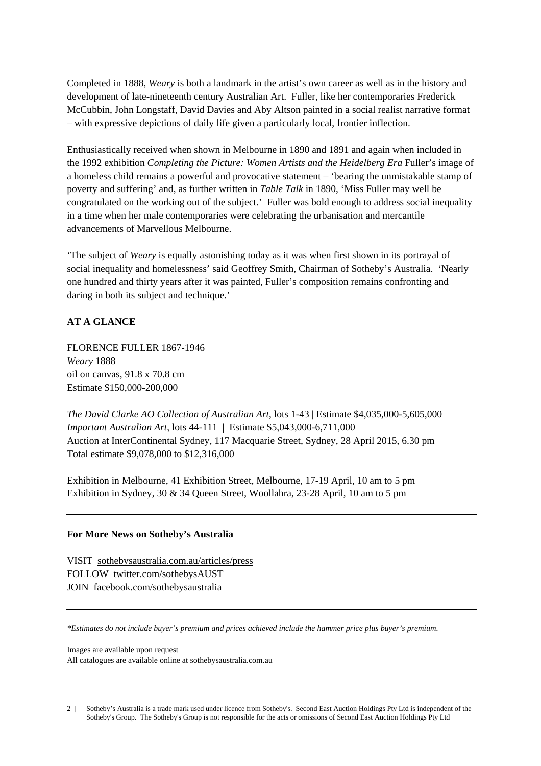Completed in 1888, *Weary* is both a landmark in the artist's own career as well as in the history and development of late-nineteenth century Australian Art. Fuller, like her contemporaries Frederick McCubbin, John Longstaff, David Davies and Aby Altson painted in a social realist narrative format – with expressive depictions of daily life given a particularly local, frontier inflection.

Enthusiastically received when shown in Melbourne in 1890 and 1891 and again when included in the 1992 exhibition *Completing the Picture: Women Artists and the Heidelberg Era* Fuller's image of a homeless child remains a powerful and provocative statement – 'bearing the unmistakable stamp of poverty and suffering' and, as further written in *Table Talk* in 1890, 'Miss Fuller may well be congratulated on the working out of the subject.' Fuller was bold enough to address social inequality in a time when her male contemporaries were celebrating the urbanisation and mercantile advancements of Marvellous Melbourne.

'The subject of *Weary* is equally astonishing today as it was when first shown in its portrayal of social inequality and homelessness' said Geoffrey Smith, Chairman of Sotheby's Australia. 'Nearly one hundred and thirty years after it was painted, Fuller's composition remains confronting and daring in both its subject and technique.'

**AT A GLANCE**

FLORENCE FULLER 1867-1946
*Weary* 1888
oil on canvas, 91.8 x 70.8 cm
Estimate $150,000-200,000

*The David Clarke AO Collection of Australian Art*, lots 1-43 | Estimate $4,035,000-5,605,000
*Important Australian Art*, lots 44-111 | Estimate $5,043,000-6,711,000
Auction at InterContinental Sydney, 117 Macquarie Street, Sydney, 28 April 2015, 6.30 pm
Total estimate $9,078,000 to $12,316,000

Exhibition in Melbourne, 41 Exhibition Street, Melbourne, 17-19 April, 10 am to 5 pm
Exhibition in Sydney, 30 & 34 Queen Street, Woollahra, 23-28 April, 10 am to 5 pm

---

**For More News on Sotheby's Australia**

VISIT sothebysaustralia.com.au/articles/press
FOLLOW twitter.com/sothebysAUST
JOIN facebook.com/sothebysaustralia

---

*\*Estimates do not include buyer's premium and prices achieved include the hammer price plus buyer's premium.*

Images are available upon request
All catalogues are available online at sothebysaustralia.com.au

Sotheby's Australia is a trade mark used under licence from Sotheby's. Second East Auction Holdings Pty Ltd is independent of the Sotheby's Group. The Sotheby's Group is not responsible for the acts or omissions of Second East Auction Holdings Pty Ltd